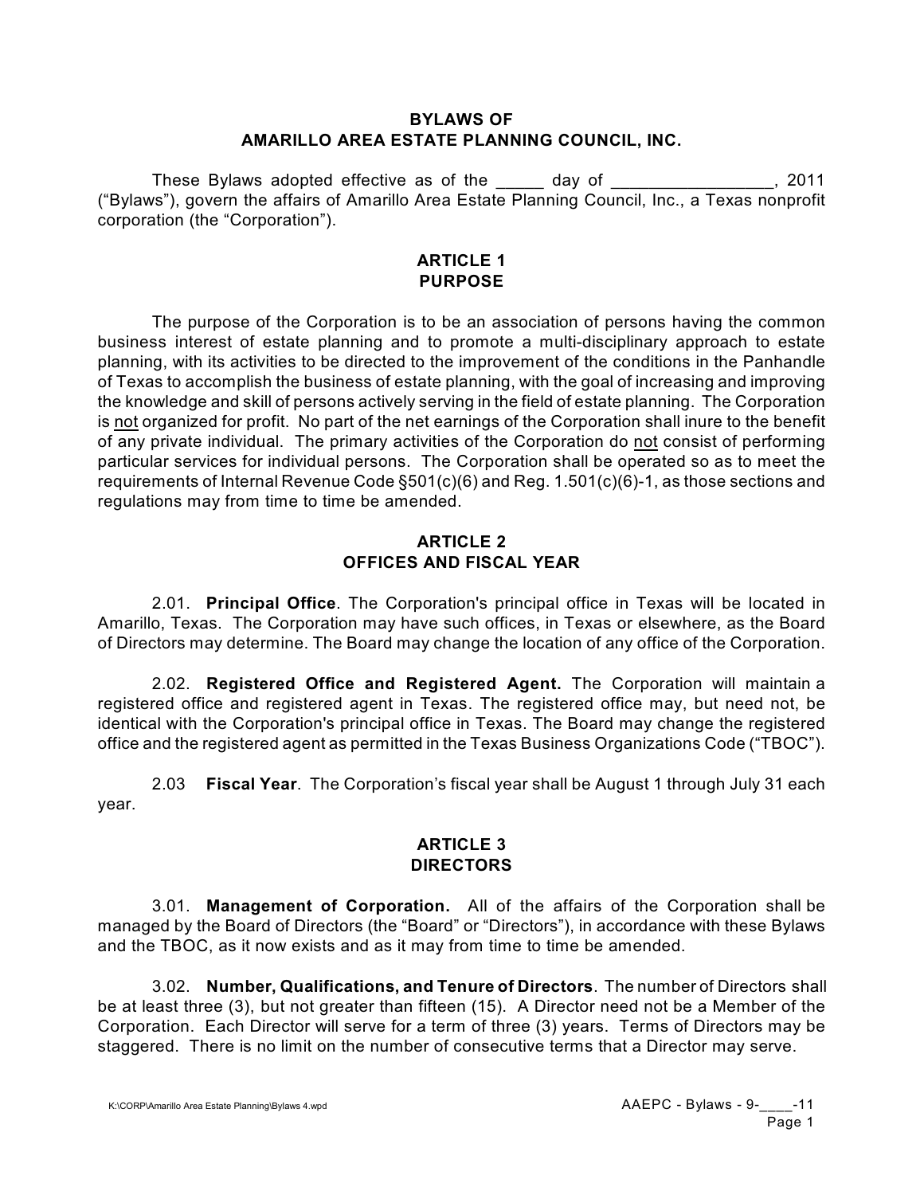# BYLAWS OF AMARILLO AREA ESTATE PLANNING COUNCIL, INC.

These Bylaws adopted effective as of the _____ day of ________________, 2011 ("Bylaws"), govern the affairs of Amarillo Area Estate Planning Council, Inc., a Texas nonprofit corporation (the "Corporation").

## ARTICLE 1
## PURPOSE

The purpose of the Corporation is to be an association of persons having the common business interest of estate planning and to promote a multi-disciplinary approach to estate planning, with its activities to be directed to the improvement of the conditions in the Panhandle of Texas to accomplish the business of estate planning, with the goal of increasing and improving the knowledge and skill of persons actively serving in the field of estate planning. The Corporation is <u>not</u> organized for profit. No part of the net earnings of the Corporation shall inure to the benefit of any private individual. The primary activities of the Corporation do <u>not</u> consist of performing particular services for individual persons. The Corporation shall be operated so as to meet the requirements of Internal Revenue Code §501(c)(6) and Reg. 1.501(c)(6)-1, as those sections and regulations may from time to time be amended.

## ARTICLE 2
## OFFICES AND FISCAL YEAR

2.01. **Principal Office**. The Corporation's principal office in Texas will be located in Amarillo, Texas. The Corporation may have such offices, in Texas or elsewhere, as the Board of Directors may determine. The Board may change the location of any office of the Corporation.

2.02. **Registered Office and Registered Agent.** The Corporation will maintain a registered office and registered agent in Texas. The registered office may, but need not, be identical with the Corporation's principal office in Texas. The Board may change the registered office and the registered agent as permitted in the Texas Business Organizations Code ("TBOC").

2.03 **Fiscal Year**. The Corporation's fiscal year shall be August 1 through July 31 each year.

## ARTICLE 3
## DIRECTORS

3.01. **Management of Corporation.** All of the affairs of the Corporation shall be managed by the Board of Directors (the "Board" or "Directors"), in accordance with these Bylaws and the TBOC, as it now exists and as it may from time to time be amended.

3.02. **Number, Qualifications, and Tenure of Directors**. The number of Directors shall be at least three (3), but not greater than fifteen (15). A Director need not be a Member of the Corporation. Each Director will serve for a term of three (3) years. Terms of Directors may be staggered. There is no limit on the number of consecutive terms that a Director may serve.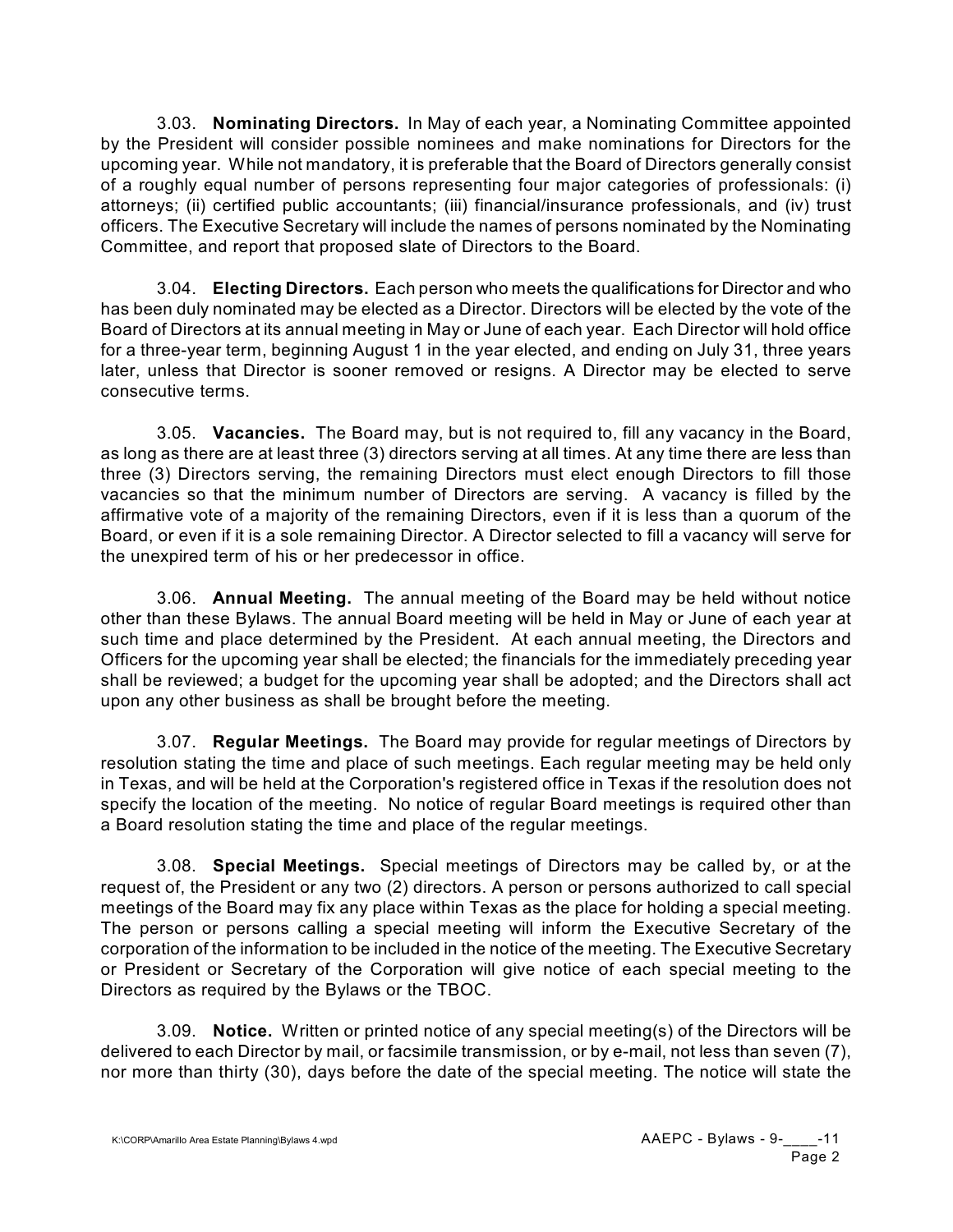3.03. **Nominating Directors.** In May of each year, a Nominating Committee appointed by the President will consider possible nominees and make nominations for Directors for the upcoming year. While not mandatory, it is preferable that the Board of Directors generally consist of a roughly equal number of persons representing four major categories of professionals: (i) attorneys; (ii) certified public accountants; (iii) financial/insurance professionals, and (iv) trust officers. The Executive Secretary will include the names of persons nominated by the Nominating Committee, and report that proposed slate of Directors to the Board.

3.04. **Electing Directors.** Each person who meets the qualifications for Director and who has been duly nominated may be elected as a Director. Directors will be elected by the vote of the Board of Directors at its annual meeting in May or June of each year. Each Director will hold office for a three-year term, beginning August 1 in the year elected, and ending on July 31, three years later, unless that Director is sooner removed or resigns. A Director may be elected to serve consecutive terms.

3.05. **Vacancies.** The Board may, but is not required to, fill any vacancy in the Board, as long as there are at least three (3) directors serving at all times. At any time there are less than three (3) Directors serving, the remaining Directors must elect enough Directors to fill those vacancies so that the minimum number of Directors are serving. A vacancy is filled by the affirmative vote of a majority of the remaining Directors, even if it is less than a quorum of the Board, or even if it is a sole remaining Director. A Director selected to fill a vacancy will serve for the unexpired term of his or her predecessor in office.

3.06. **Annual Meeting.** The annual meeting of the Board may be held without notice other than these Bylaws. The annual Board meeting will be held in May or June of each year at such time and place determined by the President. At each annual meeting, the Directors and Officers for the upcoming year shall be elected; the financials for the immediately preceding year shall be reviewed; a budget for the upcoming year shall be adopted; and the Directors shall act upon any other business as shall be brought before the meeting.

3.07. **Regular Meetings.** The Board may provide for regular meetings of Directors by resolution stating the time and place of such meetings. Each regular meeting may be held only in Texas, and will be held at the Corporation's registered office in Texas if the resolution does not specify the location of the meeting. No notice of regular Board meetings is required other than a Board resolution stating the time and place of the regular meetings.

3.08. **Special Meetings.** Special meetings of Directors may be called by, or at the request of, the President or any two (2) directors. A person or persons authorized to call special meetings of the Board may fix any place within Texas as the place for holding a special meeting. The person or persons calling a special meeting will inform the Executive Secretary of the corporation of the information to be included in the notice of the meeting. The Executive Secretary or President or Secretary of the Corporation will give notice of each special meeting to the Directors as required by the Bylaws or the TBOC.

3.09. **Notice.** Written or printed notice of any special meeting(s) of the Directors will be delivered to each Director by mail, or facsimile transmission, or by e-mail, not less than seven (7), nor more than thirty (30), days before the date of the special meeting. The notice will state the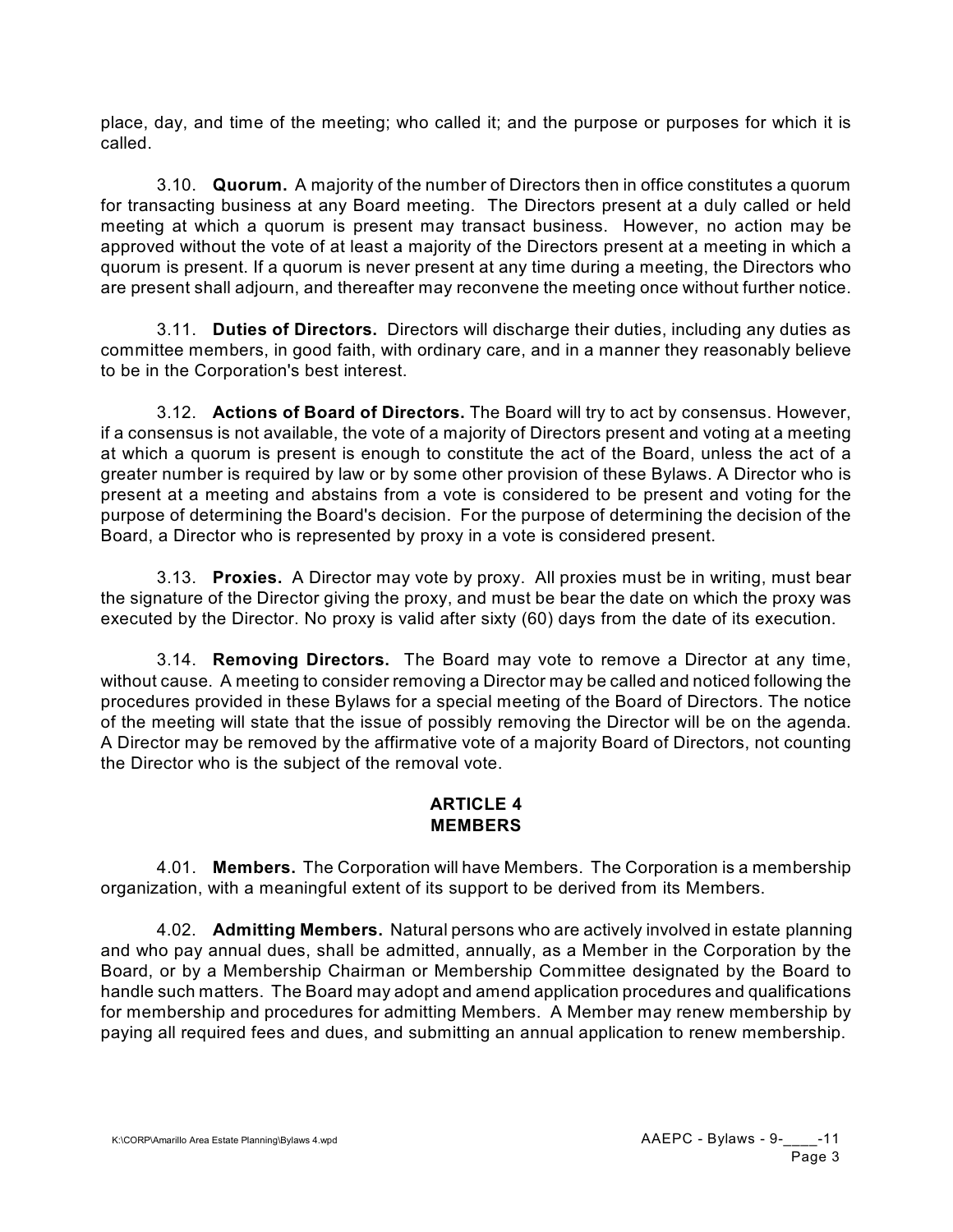place, day, and time of the meeting; who called it; and the purpose or purposes for which it is called.

3.10. **Quorum.** A majority of the number of Directors then in office constitutes a quorum for transacting business at any Board meeting. The Directors present at a duly called or held meeting at which a quorum is present may transact business. However, no action may be approved without the vote of at least a majority of the Directors present at a meeting in which a quorum is present. If a quorum is never present at any time during a meeting, the Directors who are present shall adjourn, and thereafter may reconvene the meeting once without further notice.

3.11. **Duties of Directors.** Directors will discharge their duties, including any duties as committee members, in good faith, with ordinary care, and in a manner they reasonably believe to be in the Corporation's best interest.

3.12. **Actions of Board of Directors.** The Board will try to act by consensus. However, if a consensus is not available, the vote of a majority of Directors present and voting at a meeting at which a quorum is present is enough to constitute the act of the Board, unless the act of a greater number is required by law or by some other provision of these Bylaws. A Director who is present at a meeting and abstains from a vote is considered to be present and voting for the purpose of determining the Board's decision. For the purpose of determining the decision of the Board, a Director who is represented by proxy in a vote is considered present.

3.13. **Proxies.** A Director may vote by proxy. All proxies must be in writing, must bear the signature of the Director giving the proxy, and must be bear the date on which the proxy was executed by the Director. No proxy is valid after sixty (60) days from the date of its execution.

3.14. **Removing Directors.** The Board may vote to remove a Director at any time, without cause. A meeting to consider removing a Director may be called and noticed following the procedures provided in these Bylaws for a special meeting of the Board of Directors. The notice of the meeting will state that the issue of possibly removing the Director will be on the agenda. A Director may be removed by the affirmative vote of a majority Board of Directors, not counting the Director who is the subject of the removal vote.

## ARTICLE 4
## MEMBERS

4.01. **Members.** The Corporation will have Members. The Corporation is a membership organization, with a meaningful extent of its support to be derived from its Members.

4.02. **Admitting Members.** Natural persons who are actively involved in estate planning and who pay annual dues, shall be admitted, annually, as a Member in the Corporation by the Board, or by a Membership Chairman or Membership Committee designated by the Board to handle such matters. The Board may adopt and amend application procedures and qualifications for membership and procedures for admitting Members. A Member may renew membership by paying all required fees and dues, and submitting an annual application to renew membership.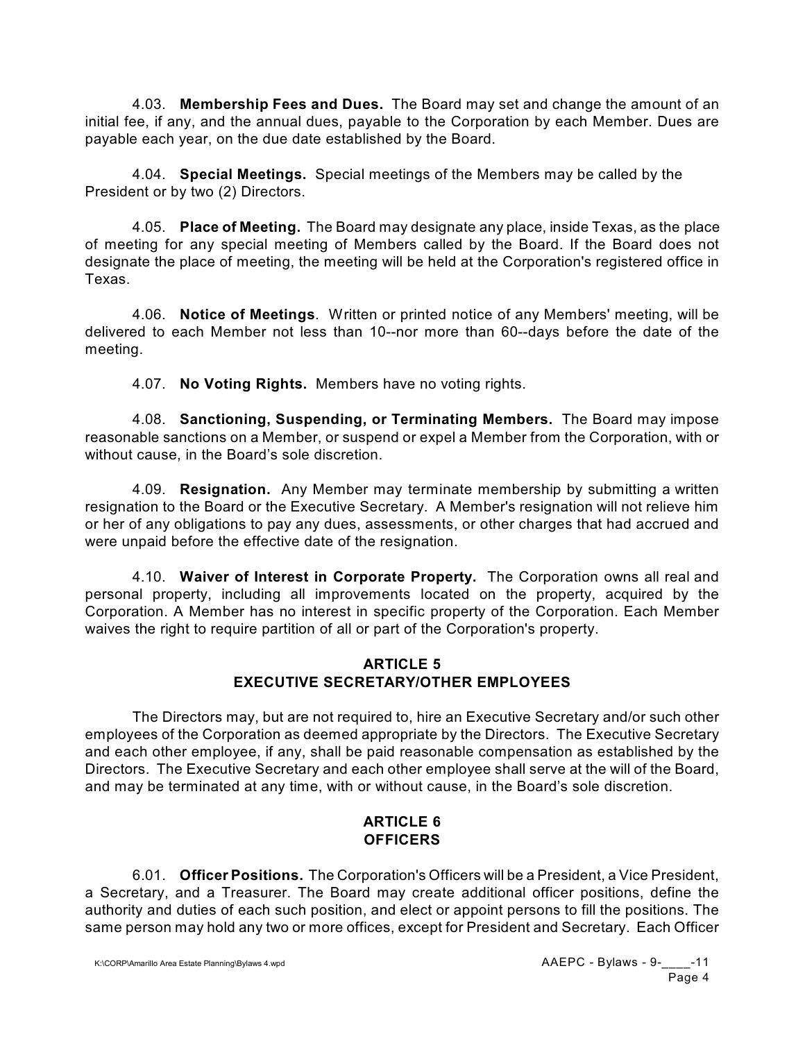4.03. **Membership Fees and Dues.** The Board may set and change the amount of an initial fee, if any, and the annual dues, payable to the Corporation by each Member. Dues are payable each year, on the due date established by the Board.

4.04. **Special Meetings.** Special meetings of the Members may be called by the President or by two (2) Directors.

4.05. **Place of Meeting.** The Board may designate any place, inside Texas, as the place of meeting for any special meeting of Members called by the Board. If the Board does not designate the place of meeting, the meeting will be held at the Corporation's registered office in Texas.

4.06. **Notice of Meetings**. Written or printed notice of any Members' meeting, will be delivered to each Member not less than 10--nor more than 60--days before the date of the meeting.

4.07. **No Voting Rights.** Members have no voting rights.

4.08. **Sanctioning, Suspending, or Terminating Members.** The Board may impose reasonable sanctions on a Member, or suspend or expel a Member from the Corporation, with or without cause, in the Board's sole discretion.

4.09. **Resignation.** Any Member may terminate membership by submitting a written resignation to the Board or the Executive Secretary. A Member's resignation will not relieve him or her of any obligations to pay any dues, assessments, or other charges that had accrued and were unpaid before the effective date of the resignation.

4.10. **Waiver of Interest in Corporate Property.** The Corporation owns all real and personal property, including all improvements located on the property, acquired by the Corporation. A Member has no interest in specific property of the Corporation. Each Member waives the right to require partition of all or part of the Corporation's property.

## ARTICLE 5
## EXECUTIVE SECRETARY/OTHER EMPLOYEES

The Directors may, but are not required to, hire an Executive Secretary and/or such other employees of the Corporation as deemed appropriate by the Directors. The Executive Secretary and each other employee, if any, shall be paid reasonable compensation as established by the Directors. The Executive Secretary and each other employee shall serve at the will of the Board, and may be terminated at any time, with or without cause, in the Board's sole discretion.

## ARTICLE 6
## OFFICERS

6.01. **Officer Positions.** The Corporation's Officers will be a President, a Vice President, a Secretary, and a Treasurer. The Board may create additional officer positions, define the authority and duties of each such position, and elect or appoint persons to fill the positions. The same person may hold any two or more offices, except for President and Secretary. Each Officer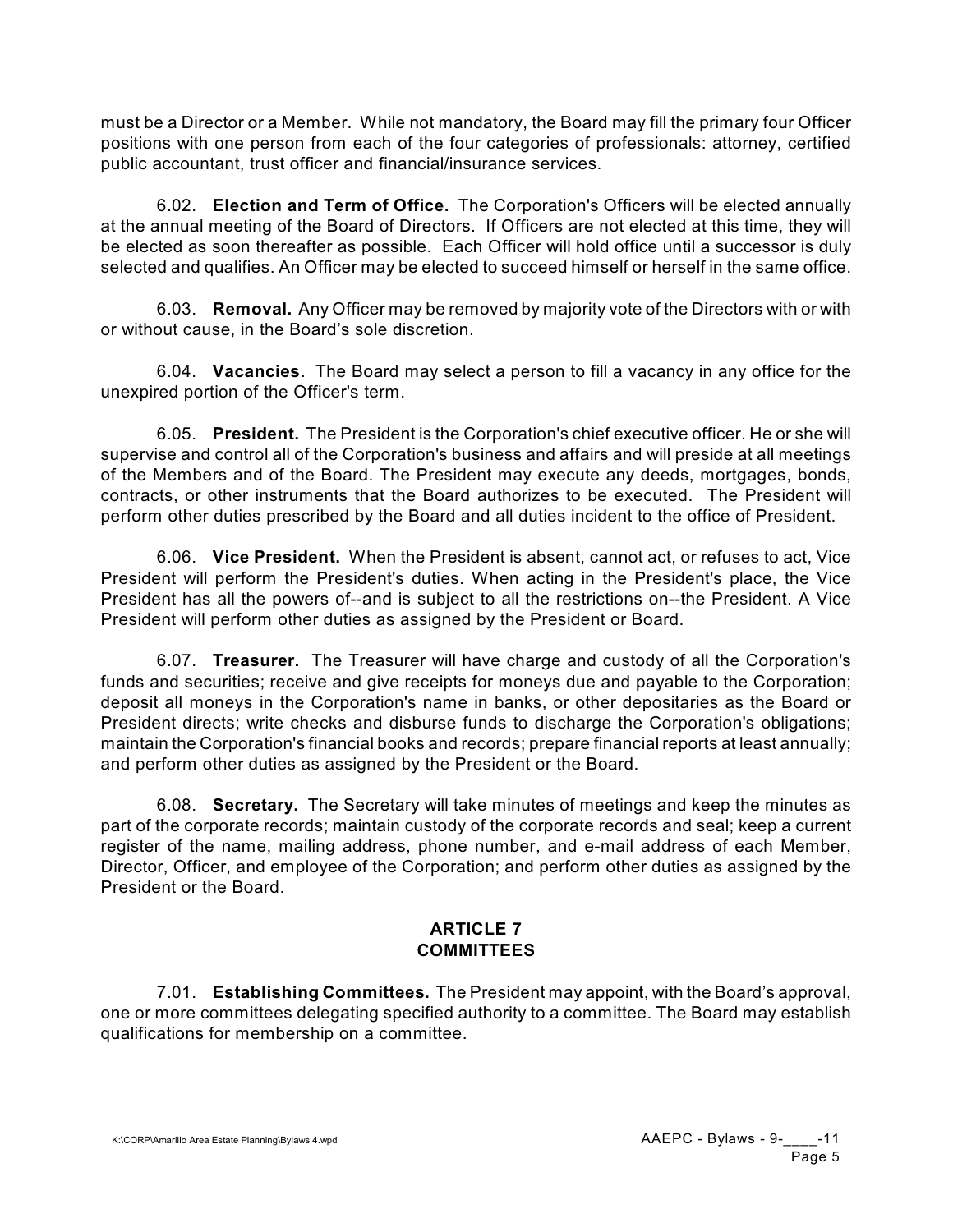must be a Director or a Member. While not mandatory, the Board may fill the primary four Officer positions with one person from each of the four categories of professionals: attorney, certified public accountant, trust officer and financial/insurance services.

6.02. **Election and Term of Office.** The Corporation's Officers will be elected annually at the annual meeting of the Board of Directors. If Officers are not elected at this time, they will be elected as soon thereafter as possible. Each Officer will hold office until a successor is duly selected and qualifies. An Officer may be elected to succeed himself or herself in the same office.

6.03. **Removal.** Any Officer may be removed by majority vote of the Directors with or with or without cause, in the Board's sole discretion.

6.04. **Vacancies.** The Board may select a person to fill a vacancy in any office for the unexpired portion of the Officer's term.

6.05. **President.** The President is the Corporation's chief executive officer. He or she will supervise and control all of the Corporation's business and affairs and will preside at all meetings of the Members and of the Board. The President may execute any deeds, mortgages, bonds, contracts, or other instruments that the Board authorizes to be executed. The President will perform other duties prescribed by the Board and all duties incident to the office of President.

6.06. **Vice President.** When the President is absent, cannot act, or refuses to act, Vice President will perform the President's duties. When acting in the President's place, the Vice President has all the powers of--and is subject to all the restrictions on--the President. A Vice President will perform other duties as assigned by the President or Board.

6.07. **Treasurer.** The Treasurer will have charge and custody of all the Corporation's funds and securities; receive and give receipts for moneys due and payable to the Corporation; deposit all moneys in the Corporation's name in banks, or other depositaries as the Board or President directs; write checks and disburse funds to discharge the Corporation's obligations; maintain the Corporation's financial books and records; prepare financial reports at least annually; and perform other duties as assigned by the President or the Board.

6.08. **Secretary.** The Secretary will take minutes of meetings and keep the minutes as part of the corporate records; maintain custody of the corporate records and seal; keep a current register of the name, mailing address, phone number, and e-mail address of each Member, Director, Officer, and employee of the Corporation; and perform other duties as assigned by the President or the Board.

## ARTICLE 7
## COMMITTEES

7.01. **Establishing Committees.** The President may appoint, with the Board's approval, one or more committees delegating specified authority to a committee. The Board may establish qualifications for membership on a committee.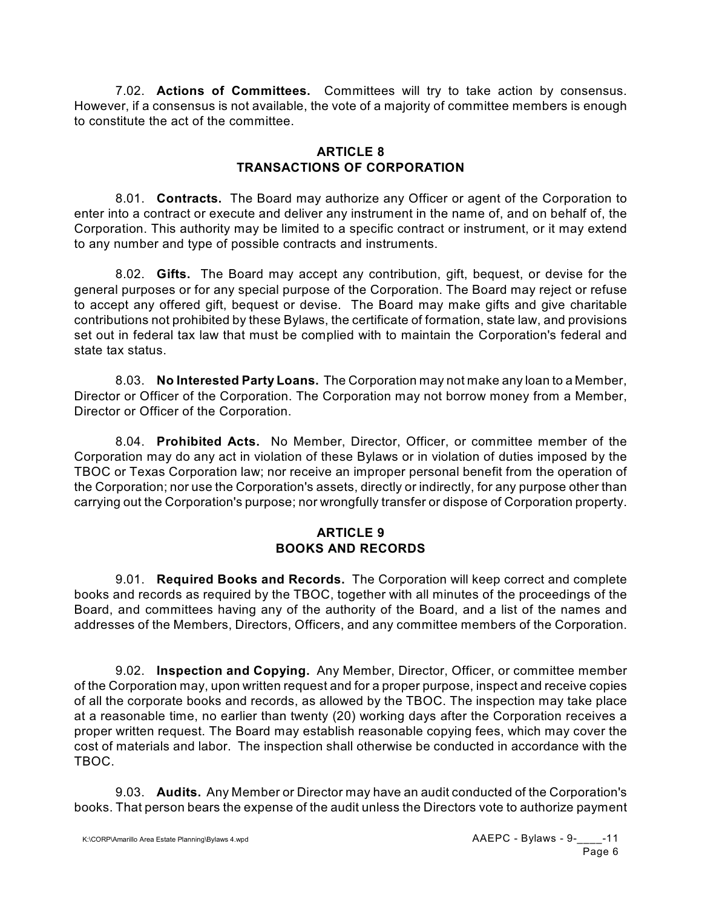7.02. **Actions of Committees.** Committees will try to take action by consensus. However, if a consensus is not available, the vote of a majority of committee members is enough to constitute the act of the committee.

## ARTICLE 8
## TRANSACTIONS OF CORPORATION

8.01. **Contracts.** The Board may authorize any Officer or agent of the Corporation to enter into a contract or execute and deliver any instrument in the name of, and on behalf of, the Corporation. This authority may be limited to a specific contract or instrument, or it may extend to any number and type of possible contracts and instruments.

8.02. **Gifts.** The Board may accept any contribution, gift, bequest, or devise for the general purposes or for any special purpose of the Corporation. The Board may reject or refuse to accept any offered gift, bequest or devise. The Board may make gifts and give charitable contributions not prohibited by these Bylaws, the certificate of formation, state law, and provisions set out in federal tax law that must be complied with to maintain the Corporation's federal and state tax status.

8.03. **No Interested Party Loans.** The Corporation may not make any loan to a Member, Director or Officer of the Corporation. The Corporation may not borrow money from a Member, Director or Officer of the Corporation.

8.04. **Prohibited Acts.** No Member, Director, Officer, or committee member of the Corporation may do any act in violation of these Bylaws or in violation of duties imposed by the TBOC or Texas Corporation law; nor receive an improper personal benefit from the operation of the Corporation; nor use the Corporation's assets, directly or indirectly, for any purpose other than carrying out the Corporation's purpose; nor wrongfully transfer or dispose of Corporation property.

## ARTICLE 9
## BOOKS AND RECORDS

9.01. **Required Books and Records.** The Corporation will keep correct and complete books and records as required by the TBOC, together with all minutes of the proceedings of the Board, and committees having any of the authority of the Board, and a list of the names and addresses of the Members, Directors, Officers, and any committee members of the Corporation.

9.02. **Inspection and Copying.** Any Member, Director, Officer, or committee member of the Corporation may, upon written request and for a proper purpose, inspect and receive copies of all the corporate books and records, as allowed by the TBOC. The inspection may take place at a reasonable time, no earlier than twenty (20) working days after the Corporation receives a proper written request. The Board may establish reasonable copying fees, which may cover the cost of materials and labor. The inspection shall otherwise be conducted in accordance with the TBOC.

9.03. **Audits.** Any Member or Director may have an audit conducted of the Corporation's books. That person bears the expense of the audit unless the Directors vote to authorize payment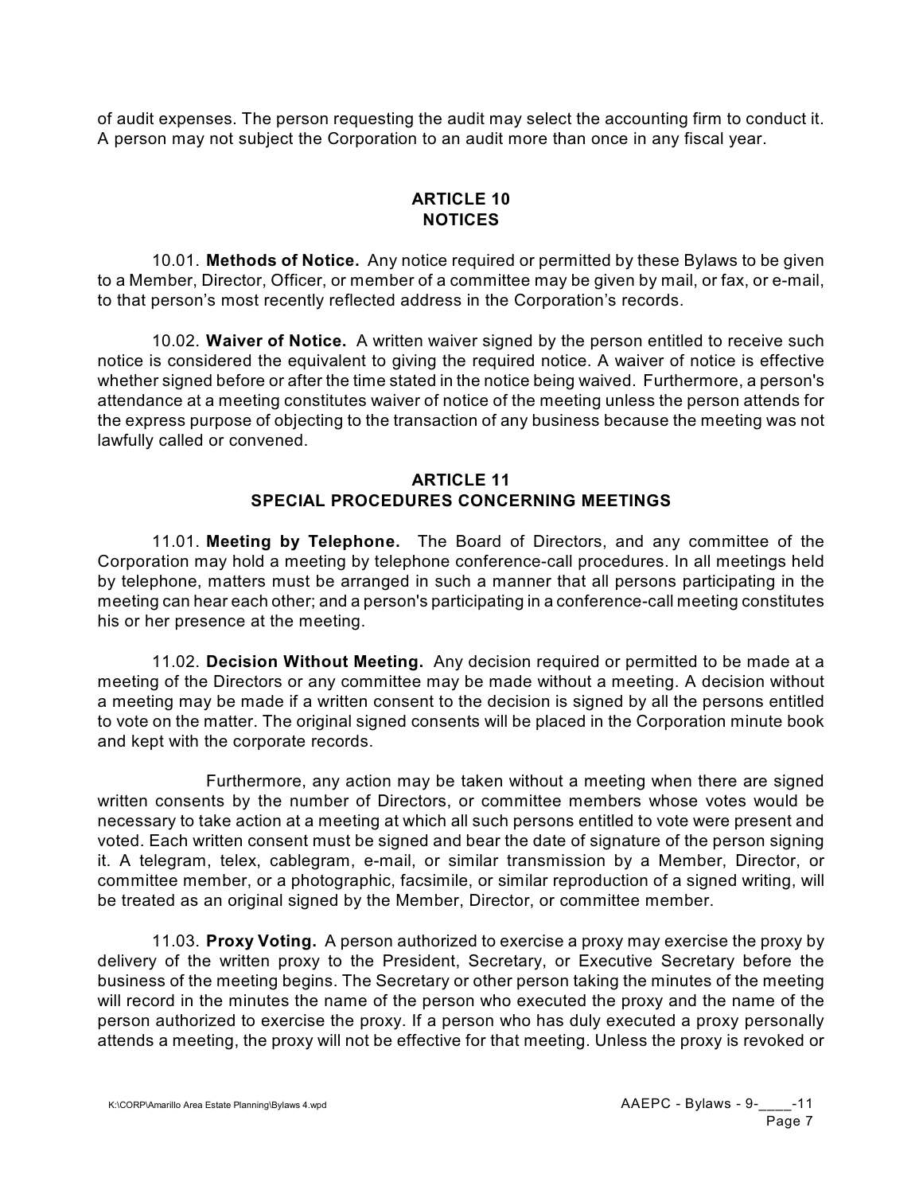of audit expenses. The person requesting the audit may select the accounting firm to conduct it. A person may not subject the Corporation to an audit more than once in any fiscal year.

## ARTICLE 10
## NOTICES

10.01. **Methods of Notice.** Any notice required or permitted by these Bylaws to be given to a Member, Director, Officer, or member of a committee may be given by mail, or fax, or e-mail, to that person's most recently reflected address in the Corporation's records.

10.02. **Waiver of Notice.** A written waiver signed by the person entitled to receive such notice is considered the equivalent to giving the required notice. A waiver of notice is effective whether signed before or after the time stated in the notice being waived. Furthermore, a person's attendance at a meeting constitutes waiver of notice of the meeting unless the person attends for the express purpose of objecting to the transaction of any business because the meeting was not lawfully called or convened.

## ARTICLE 11
## SPECIAL PROCEDURES CONCERNING MEETINGS

11.01. **Meeting by Telephone.** The Board of Directors, and any committee of the Corporation may hold a meeting by telephone conference-call procedures. In all meetings held by telephone, matters must be arranged in such a manner that all persons participating in the meeting can hear each other; and a person's participating in a conference-call meeting constitutes his or her presence at the meeting.

11.02. **Decision Without Meeting.** Any decision required or permitted to be made at a meeting of the Directors or any committee may be made without a meeting. A decision without a meeting may be made if a written consent to the decision is signed by all the persons entitled to vote on the matter. The original signed consents will be placed in the Corporation minute book and kept with the corporate records.

Furthermore, any action may be taken without a meeting when there are signed written consents by the number of Directors, or committee members whose votes would be necessary to take action at a meeting at which all such persons entitled to vote were present and voted. Each written consent must be signed and bear the date of signature of the person signing it. A telegram, telex, cablegram, e-mail, or similar transmission by a Member, Director, or committee member, or a photographic, facsimile, or similar reproduction of a signed writing, will be treated as an original signed by the Member, Director, or committee member.

11.03. **Proxy Voting.** A person authorized to exercise a proxy may exercise the proxy by delivery of the written proxy to the President, Secretary, or Executive Secretary before the business of the meeting begins. The Secretary or other person taking the minutes of the meeting will record in the minutes the name of the person who executed the proxy and the name of the person authorized to exercise the proxy. If a person who has duly executed a proxy personally attends a meeting, the proxy will not be effective for that meeting. Unless the proxy is revoked or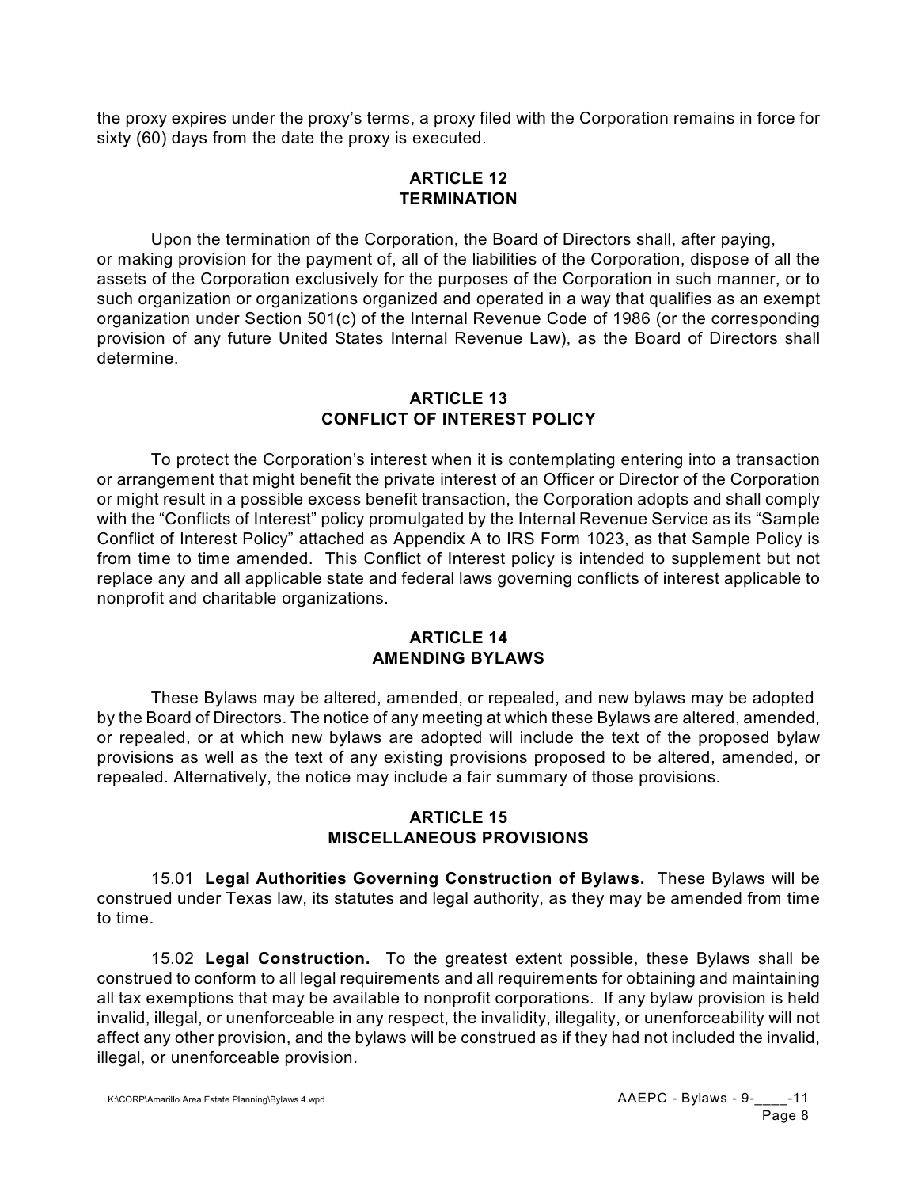the proxy expires under the proxy's terms, a proxy filed with the Corporation remains in force for sixty (60) days from the date the proxy is executed.

## ARTICLE 12
## TERMINATION

Upon the termination of the Corporation, the Board of Directors shall, after paying, or making provision for the payment of, all of the liabilities of the Corporation, dispose of all the assets of the Corporation exclusively for the purposes of the Corporation in such manner, or to such organization or organizations organized and operated in a way that qualifies as an exempt organization under Section 501(c) of the Internal Revenue Code of 1986 (or the corresponding provision of any future United States Internal Revenue Law), as the Board of Directors shall determine.

## ARTICLE 13
## CONFLICT OF INTEREST POLICY

To protect the Corporation's interest when it is contemplating entering into a transaction or arrangement that might benefit the private interest of an Officer or Director of the Corporation or might result in a possible excess benefit transaction, the Corporation adopts and shall comply with the "Conflicts of Interest" policy promulgated by the Internal Revenue Service as its "Sample Conflict of Interest Policy" attached as Appendix A to IRS Form 1023, as that Sample Policy is from time to time amended. This Conflict of Interest policy is intended to supplement but not replace any and all applicable state and federal laws governing conflicts of interest applicable to nonprofit and charitable organizations.

## ARTICLE 14
## AMENDING BYLAWS

These Bylaws may be altered, amended, or repealed, and new bylaws may be adopted by the Board of Directors. The notice of any meeting at which these Bylaws are altered, amended, or repealed, or at which new bylaws are adopted will include the text of the proposed bylaw provisions as well as the text of any existing provisions proposed to be altered, amended, or repealed. Alternatively, the notice may include a fair summary of those provisions.

## ARTICLE 15
## MISCELLANEOUS PROVISIONS

15.01 **Legal Authorities Governing Construction of Bylaws.** These Bylaws will be construed under Texas law, its statutes and legal authority, as they may be amended from time to time.

15.02 **Legal Construction.** To the greatest extent possible, these Bylaws shall be construed to conform to all legal requirements and all requirements for obtaining and maintaining all tax exemptions that may be available to nonprofit corporations. If any bylaw provision is held invalid, illegal, or unenforceable in any respect, the invalidity, illegality, or unenforceability will not affect any other provision, and the bylaws will be construed as if they had not included the invalid, illegal, or unenforceable provision.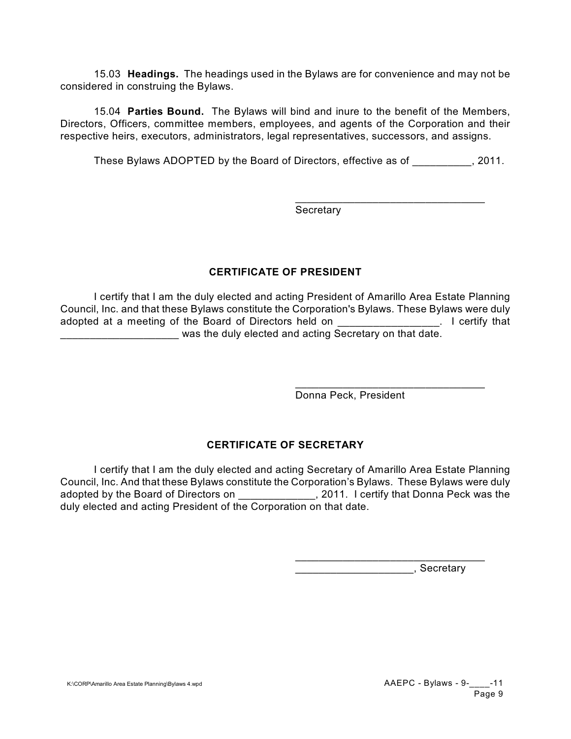15.03 **Headings.** The headings used in the Bylaws are for convenience and may not be considered in construing the Bylaws.

15.04 **Parties Bound.** The Bylaws will bind and inure to the benefit of the Members, Directors, Officers, committee members, employees, and agents of the Corporation and their respective heirs, executors, administrators, legal representatives, successors, and assigns.

These Bylaws ADOPTED by the Board of Directors, effective as of __________, 2011.

________________________________
Secretary

## CERTIFICATE OF PRESIDENT

I certify that I am the duly elected and acting President of Amarillo Area Estate Planning Council, Inc. and that these Bylaws constitute the Corporation's Bylaws. These Bylaws were duly adopted at a meeting of the Board of Directors held on _________________. I certify that ____________________ was the duly elected and acting Secretary on that date.

________________________________
Donna Peck, President

## CERTIFICATE OF SECRETARY

I certify that I am the duly elected and acting Secretary of Amarillo Area Estate Planning Council, Inc. And that these Bylaws constitute the Corporation's Bylaws. These Bylaws were duly adopted by the Board of Directors on _____________, 2011. I certify that Donna Peck was the duly elected and acting President of the Corporation on that date.

________________________________
____________________, Secretary